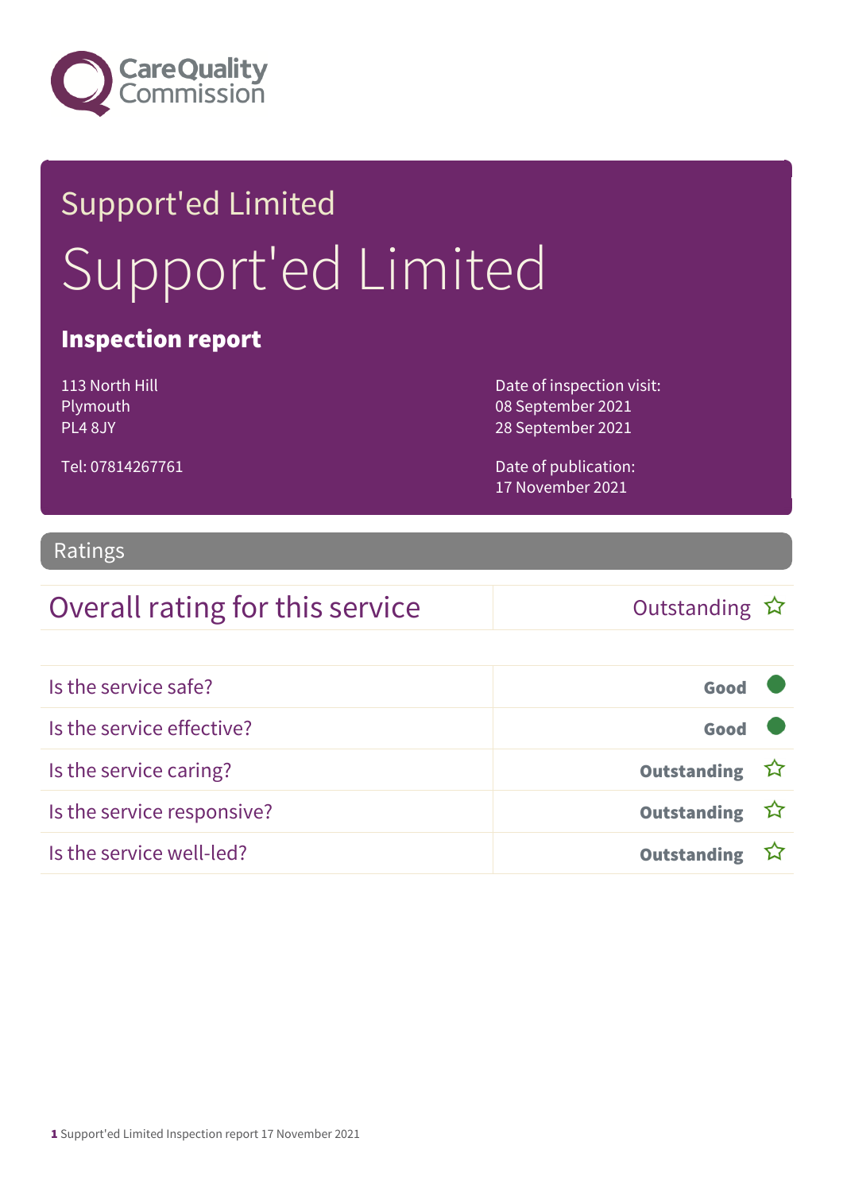Care Quality Commission

# Support'ed Limited

# Support'ed Limited

## Inspection report

113 North Hill
Plymouth
PL4 8JY

Tel: 07814267761

Date of inspection visit:
08 September 2021
28 September 2021

Date of publication:
17 November 2021

## Ratings

| Overall rating for this service | Outstanding ☆ |
| --- | --- |

| | |
| --- | --- |
| Is the service safe? | Good |
| Is the service effective? | Good |
| Is the service caring? | Outstanding ☆ |
| Is the service responsive? | Outstanding ☆ |
| Is the service well-led? | Outstanding ☆ |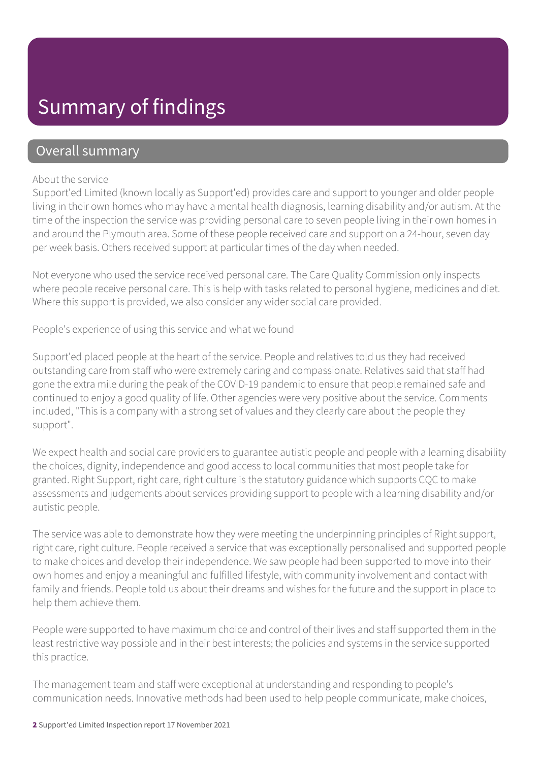# Summary of findings

## Overall summary

About the service
Support'ed Limited (known locally as Support'ed) provides care and support to younger and older people living in their own homes who may have a mental health diagnosis, learning disability and/or autism. At the time of the inspection the service was providing personal care to seven people living in their own homes in and around the Plymouth area. Some of these people received care and support on a 24-hour, seven day per week basis. Others received support at particular times of the day when needed.

Not everyone who used the service received personal care. The Care Quality Commission only inspects where people receive personal care. This is help with tasks related to personal hygiene, medicines and diet. Where this support is provided, we also consider any wider social care provided.

People's experience of using this service and what we found

Support'ed placed people at the heart of the service. People and relatives told us they had received outstanding care from staff who were extremely caring and compassionate. Relatives said that staff had gone the extra mile during the peak of the COVID-19 pandemic to ensure that people remained safe and continued to enjoy a good quality of life. Other agencies were very positive about the service. Comments included, "This is a company with a strong set of values and they clearly care about the people they support".

We expect health and social care providers to guarantee autistic people and people with a learning disability the choices, dignity, independence and good access to local communities that most people take for granted. Right Support, right care, right culture is the statutory guidance which supports CQC to make assessments and judgements about services providing support to people with a learning disability and/or autistic people.

The service was able to demonstrate how they were meeting the underpinning principles of Right support, right care, right culture. People received a service that was exceptionally personalised and supported people to make choices and develop their independence. We saw people had been supported to move into their own homes and enjoy a meaningful and fulfilled lifestyle, with community involvement and contact with family and friends. People told us about their dreams and wishes for the future and the support in place to help them achieve them.

People were supported to have maximum choice and control of their lives and staff supported them in the least restrictive way possible and in their best interests; the policies and systems in the service supported this practice.

The management team and staff were exceptional at understanding and responding to people's communication needs. Innovative methods had been used to help people communicate, make choices,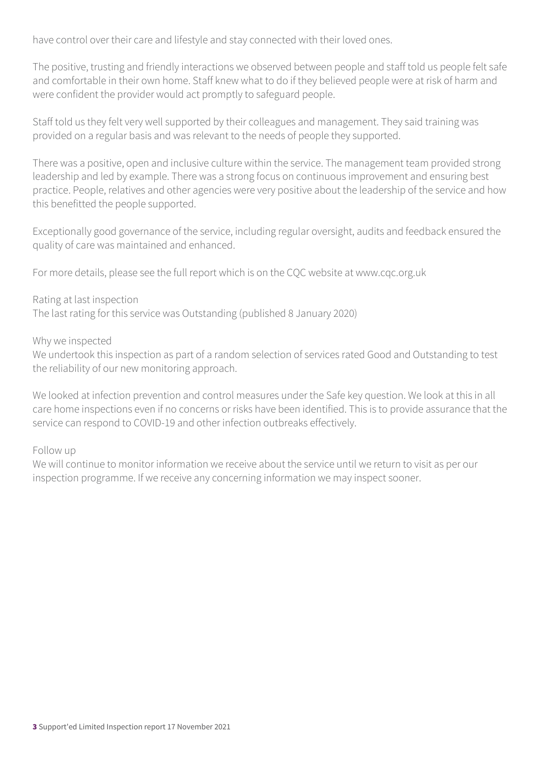have control over their care and lifestyle and stay connected with their loved ones.

The positive, trusting and friendly interactions we observed between people and staff told us people felt safe and comfortable in their own home. Staff knew what to do if they believed people were at risk of harm and were confident the provider would act promptly to safeguard people.

Staff told us they felt very well supported by their colleagues and management. They said training was provided on a regular basis and was relevant to the needs of people they supported.

There was a positive, open and inclusive culture within the service. The management team provided strong leadership and led by example. There was a strong focus on continuous improvement and ensuring best practice. People, relatives and other agencies were very positive about the leadership of the service and how this benefitted the people supported.

Exceptionally good governance of the service, including regular oversight, audits and feedback ensured the quality of care was maintained and enhanced.

For more details, please see the full report which is on the CQC website at www.cqc.org.uk

Rating at last inspection
The last rating for this service was Outstanding (published 8 January 2020)

Why we inspected
We undertook this inspection as part of a random selection of services rated Good and Outstanding to test the reliability of our new monitoring approach.

We looked at infection prevention and control measures under the Safe key question. We look at this in all care home inspections even if no concerns or risks have been identified. This is to provide assurance that the service can respond to COVID-19 and other infection outbreaks effectively.

Follow up
We will continue to monitor information we receive about the service until we return to visit as per our inspection programme. If we receive any concerning information we may inspect sooner.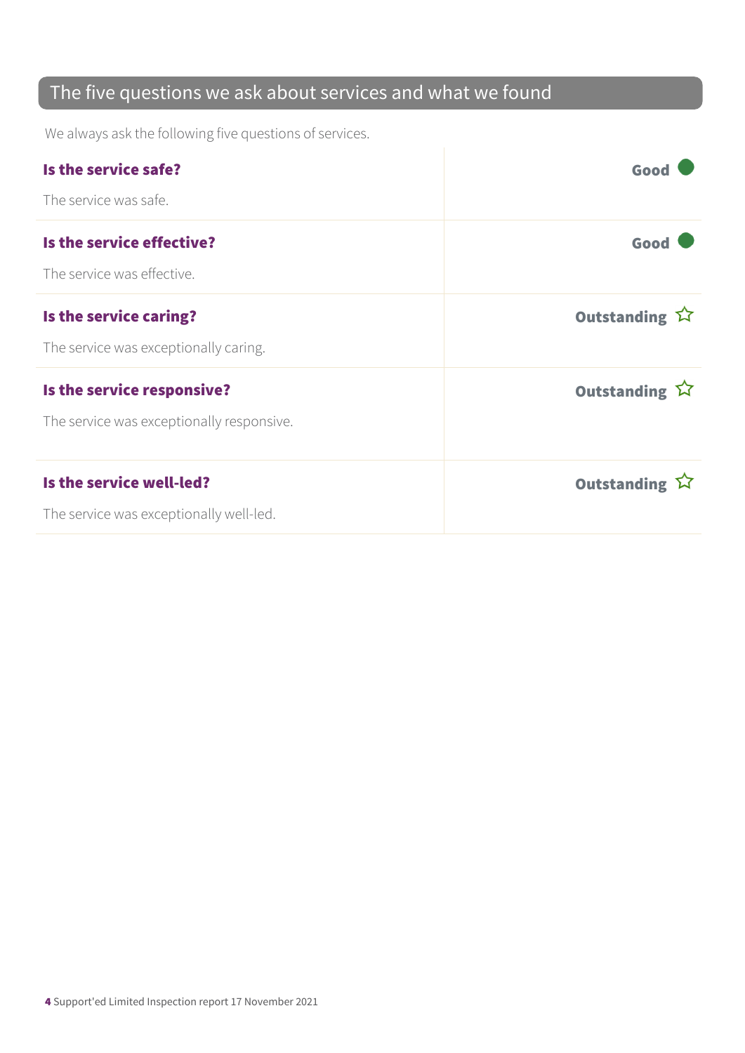## The five questions we ask about services and what we found

We always ask the following five questions of services.

**Is the service safe?** — Good

The service was safe.

**Is the service effective?** — Good

The service was effective.

**Is the service caring?** — Outstanding ☆

The service was exceptionally caring.

**Is the service responsive?** — Outstanding ☆

The service was exceptionally responsive.

**Is the service well-led?** — Outstanding ☆

The service was exceptionally well-led.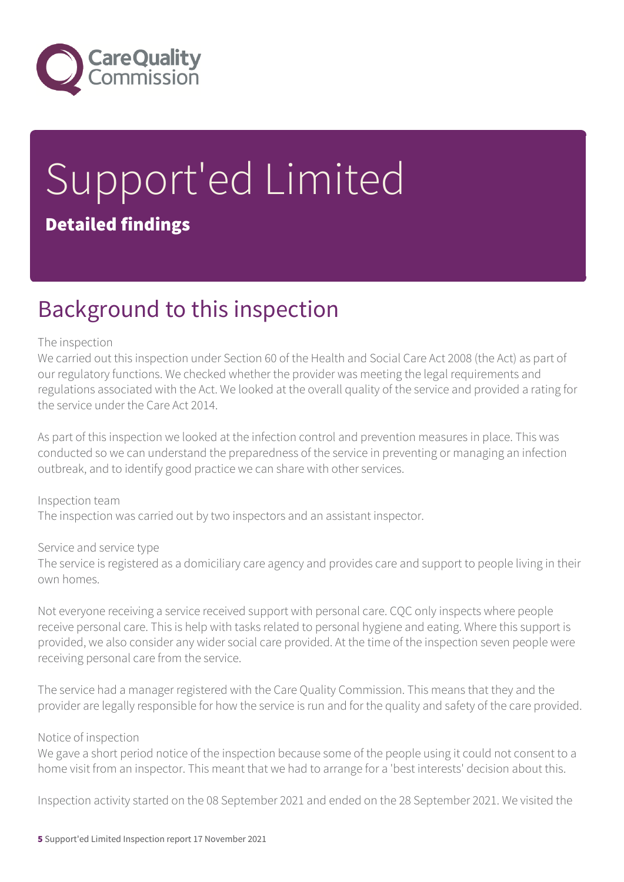# Support'ed Limited

**Detailed findings**

## Background to this inspection

The inspection

We carried out this inspection under Section 60 of the Health and Social Care Act 2008 (the Act) as part of our regulatory functions. We checked whether the provider was meeting the legal requirements and regulations associated with the Act. We looked at the overall quality of the service and provided a rating for the service under the Care Act 2014.

As part of this inspection we looked at the infection control and prevention measures in place. This was conducted so we can understand the preparedness of the service in preventing or managing an infection outbreak, and to identify good practice we can share with other services.

Inspection team

The inspection was carried out by two inspectors and an assistant inspector.

Service and service type

The service is registered as a domiciliary care agency and provides care and support to people living in their own homes.

Not everyone receiving a service received support with personal care. CQC only inspects where people receive personal care. This is help with tasks related to personal hygiene and eating. Where this support is provided, we also consider any wider social care provided. At the time of the inspection seven people were receiving personal care from the service.

The service had a manager registered with the Care Quality Commission. This means that they and the provider are legally responsible for how the service is run and for the quality and safety of the care provided.

Notice of inspection

We gave a short period notice of the inspection because some of the people using it could not consent to a home visit from an inspector. This meant that we had to arrange for a 'best interests' decision about this.

Inspection activity started on the 08 September 2021 and ended on the 28 September 2021. We visited the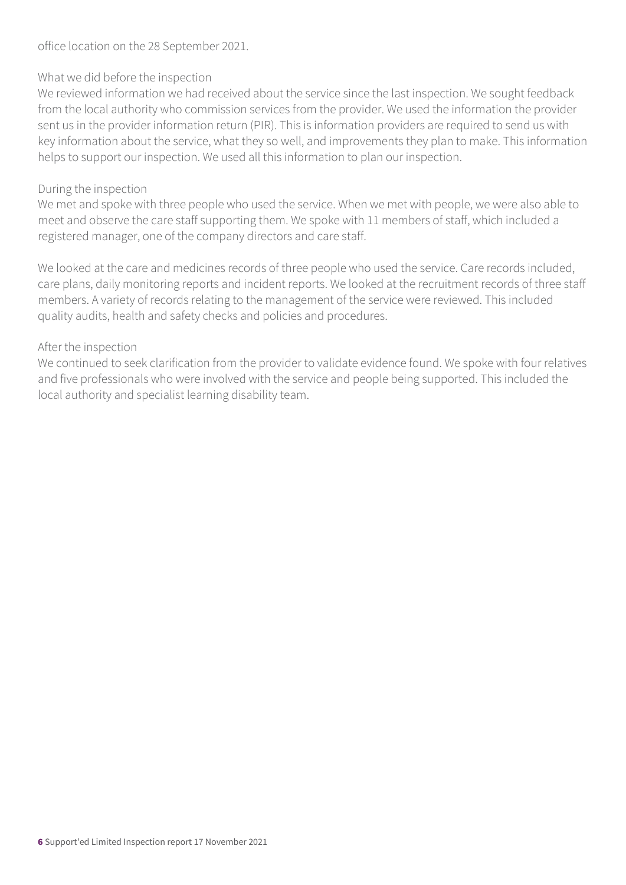office location on the 28 September 2021.

What we did before the inspection

We reviewed information we had received about the service since the last inspection. We sought feedback from the local authority who commission services from the provider. We used the information the provider sent us in the provider information return (PIR). This is information providers are required to send us with key information about the service, what they so well, and improvements they plan to make. This information helps to support our inspection. We used all this information to plan our inspection.

During the inspection

We met and spoke with three people who used the service. When we met with people, we were also able to meet and observe the care staff supporting them. We spoke with 11 members of staff, which included a registered manager, one of the company directors and care staff.

We looked at the care and medicines records of three people who used the service. Care records included, care plans, daily monitoring reports and incident reports. We looked at the recruitment records of three staff members. A variety of records relating to the management of the service were reviewed. This included quality audits, health and safety checks and policies and procedures.

After the inspection

We continued to seek clarification from the provider to validate evidence found. We spoke with four relatives and five professionals who were involved with the service and people being supported. This included the local authority and specialist learning disability team.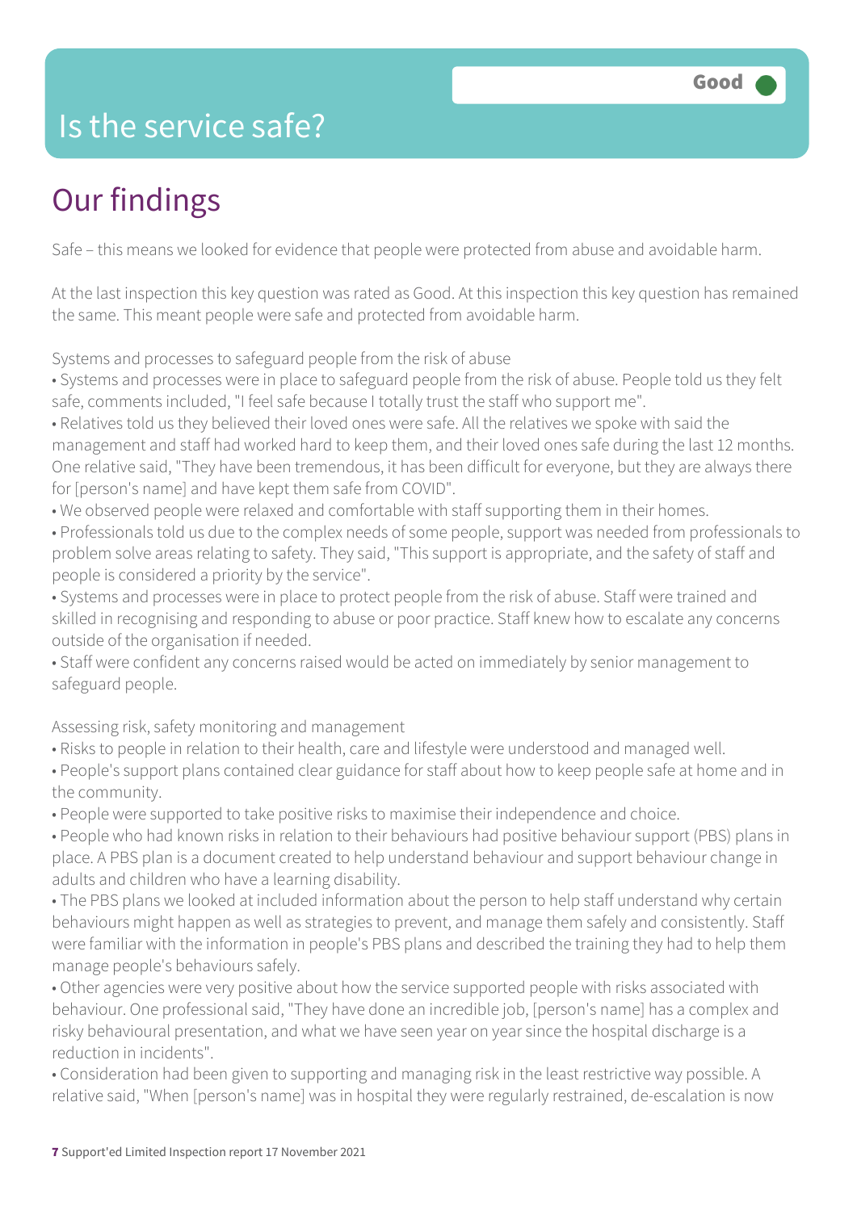# Is the service safe?

Good

## Our findings

Safe – this means we looked for evidence that people were protected from abuse and avoidable harm.

At the last inspection this key question was rated as Good. At this inspection this key question has remained the same. This meant people were safe and protected from avoidable harm.

Systems and processes to safeguard people from the risk of abuse

- Systems and processes were in place to safeguard people from the risk of abuse. People told us they felt safe, comments included, "I feel safe because I totally trust the staff who support me".
- Relatives told us they believed their loved ones were safe. All the relatives we spoke with said the management and staff had worked hard to keep them, and their loved ones safe during the last 12 months. One relative said, "They have been tremendous, it has been difficult for everyone, but they are always there for [person's name] and have kept them safe from COVID".
- We observed people were relaxed and comfortable with staff supporting them in their homes.
- Professionals told us due to the complex needs of some people, support was needed from professionals to problem solve areas relating to safety. They said, "This support is appropriate, and the safety of staff and people is considered a priority by the service".
- Systems and processes were in place to protect people from the risk of abuse. Staff were trained and skilled in recognising and responding to abuse or poor practice. Staff knew how to escalate any concerns outside of the organisation if needed.
- Staff were confident any concerns raised would be acted on immediately by senior management to safeguard people.

Assessing risk, safety monitoring and management

- Risks to people in relation to their health, care and lifestyle were understood and managed well.
- People's support plans contained clear guidance for staff about how to keep people safe at home and in the community.
- People were supported to take positive risks to maximise their independence and choice.
- People who had known risks in relation to their behaviours had positive behaviour support (PBS) plans in place. A PBS plan is a document created to help understand behaviour and support behaviour change in adults and children who have a learning disability.
- The PBS plans we looked at included information about the person to help staff understand why certain behaviours might happen as well as strategies to prevent, and manage them safely and consistently. Staff were familiar with the information in people's PBS plans and described the training they had to help them manage people's behaviours safely.
- Other agencies were very positive about how the service supported people with risks associated with behaviour. One professional said, "They have done an incredible job, [person's name] has a complex and risky behavioural presentation, and what we have seen year on year since the hospital discharge is a reduction in incidents".
- Consideration had been given to supporting and managing risk in the least restrictive way possible. A relative said, "When [person's name] was in hospital they were regularly restrained, de-escalation is now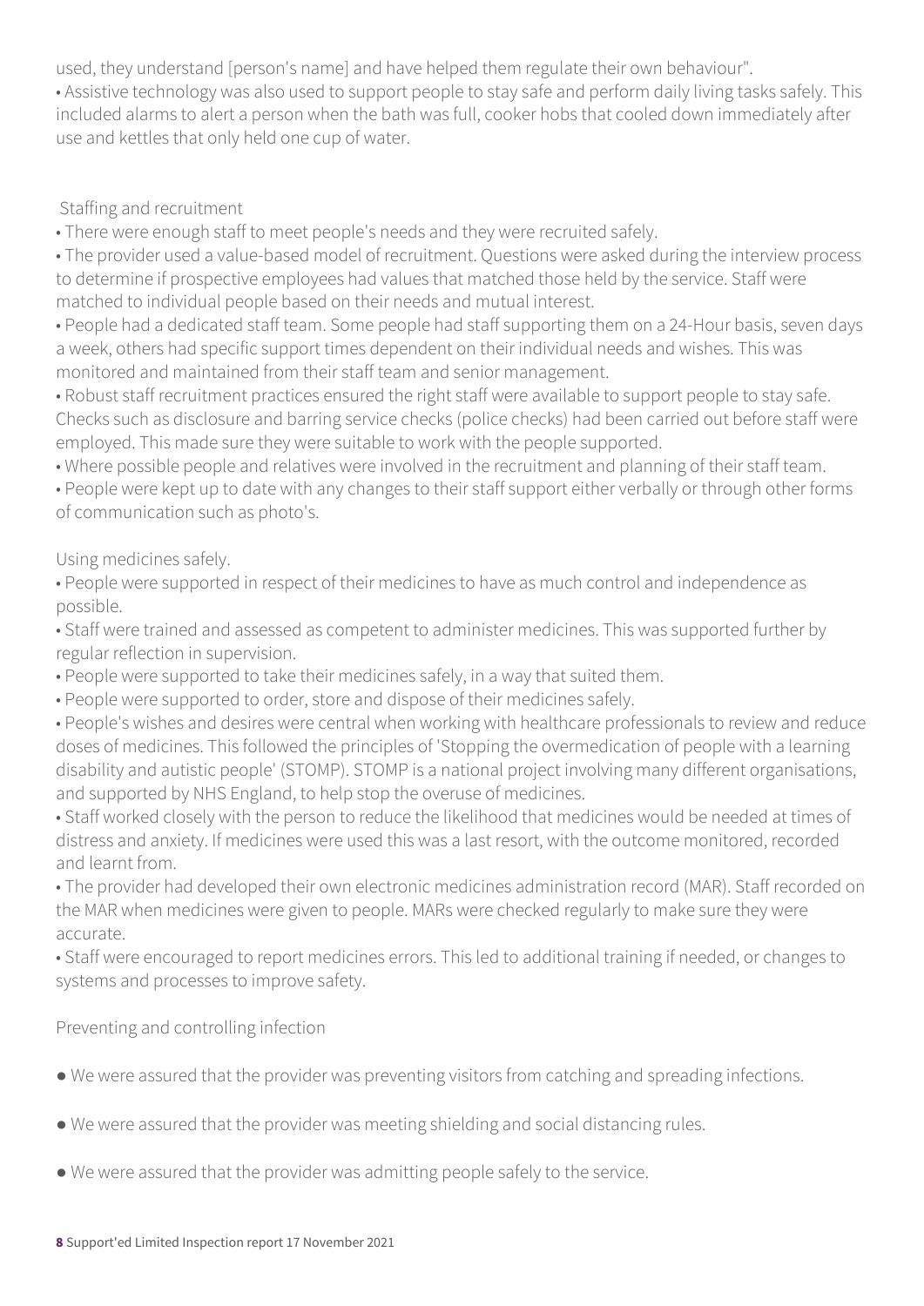used, they understand [person's name] and have helped them regulate their own behaviour".

- Assistive technology was also used to support people to stay safe and perform daily living tasks safely. This included alarms to alert a person when the bath was full, cooker hobs that cooled down immediately after use and kettles that only held one cup of water.

### Staffing and recruitment

- There were enough staff to meet people's needs and they were recruited safely.
- The provider used a value-based model of recruitment. Questions were asked during the interview process to determine if prospective employees had values that matched those held by the service. Staff were matched to individual people based on their needs and mutual interest.
- People had a dedicated staff team. Some people had staff supporting them on a 24-Hour basis, seven days a week, others had specific support times dependent on their individual needs and wishes. This was monitored and maintained from their staff team and senior management.
- Robust staff recruitment practices ensured the right staff were available to support people to stay safe. Checks such as disclosure and barring service checks (police checks) had been carried out before staff were employed. This made sure they were suitable to work with the people supported.
- Where possible people and relatives were involved in the recruitment and planning of their staff team.
- People were kept up to date with any changes to their staff support either verbally or through other forms of communication such as photo's.

### Using medicines safely.

- People were supported in respect of their medicines to have as much control and independence as possible.
- Staff were trained and assessed as competent to administer medicines. This was supported further by regular reflection in supervision.
- People were supported to take their medicines safely, in a way that suited them.
- People were supported to order, store and dispose of their medicines safely.
- People's wishes and desires were central when working with healthcare professionals to review and reduce doses of medicines. This followed the principles of 'Stopping the overmedication of people with a learning disability and autistic people' (STOMP). STOMP is a national project involving many different organisations, and supported by NHS England, to help stop the overuse of medicines.
- Staff worked closely with the person to reduce the likelihood that medicines would be needed at times of distress and anxiety. If medicines were used this was a last resort, with the outcome monitored, recorded and learnt from.
- The provider had developed their own electronic medicines administration record (MAR). Staff recorded on the MAR when medicines were given to people. MARs were checked regularly to make sure they were accurate.
- Staff were encouraged to report medicines errors. This led to additional training if needed, or changes to systems and processes to improve safety.

### Preventing and controlling infection

- We were assured that the provider was preventing visitors from catching and spreading infections.
- We were assured that the provider was meeting shielding and social distancing rules.
- We were assured that the provider was admitting people safely to the service.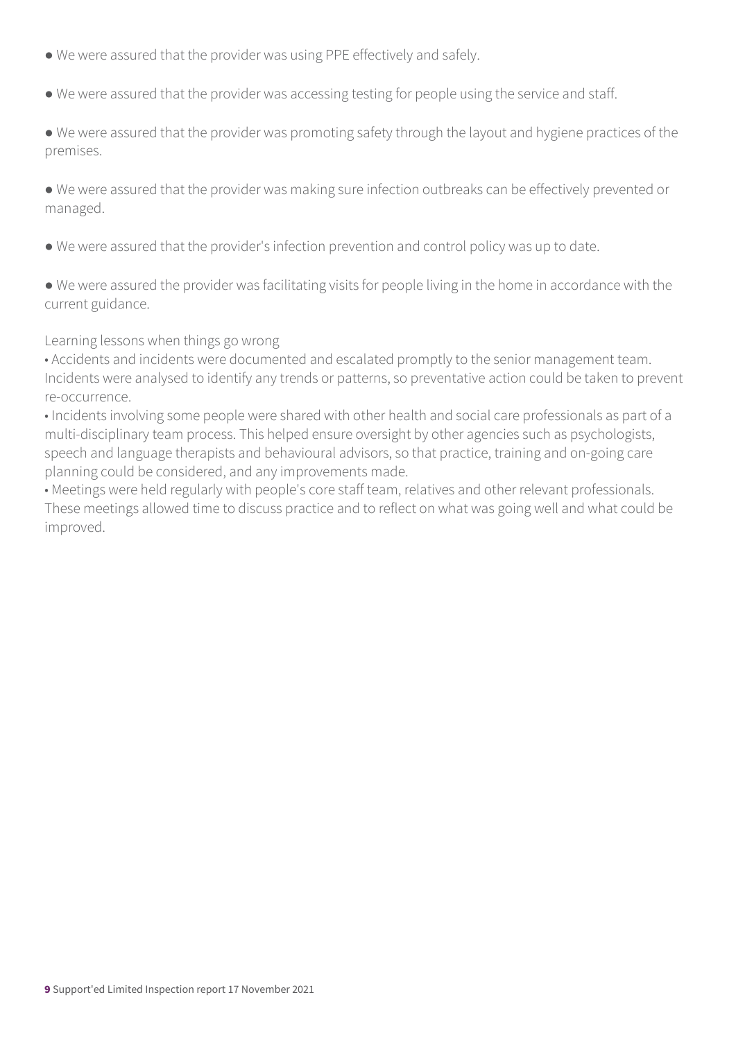- We were assured that the provider was using PPE effectively and safely.

- We were assured that the provider was accessing testing for people using the service and staff.

- We were assured that the provider was promoting safety through the layout and hygiene practices of the premises.

- We were assured that the provider was making sure infection outbreaks can be effectively prevented or managed.

- We were assured that the provider's infection prevention and control policy was up to date.

- We were assured the provider was facilitating visits for people living in the home in accordance with the current guidance.

Learning lessons when things go wrong

- Accidents and incidents were documented and escalated promptly to the senior management team. Incidents were analysed to identify any trends or patterns, so preventative action could be taken to prevent re-occurrence.
- Incidents involving some people were shared with other health and social care professionals as part of a multi-disciplinary team process. This helped ensure oversight by other agencies such as psychologists, speech and language therapists and behavioural advisors, so that practice, training and on-going care planning could be considered, and any improvements made.
- Meetings were held regularly with people's core staff team, relatives and other relevant professionals. These meetings allowed time to discuss practice and to reflect on what was going well and what could be improved.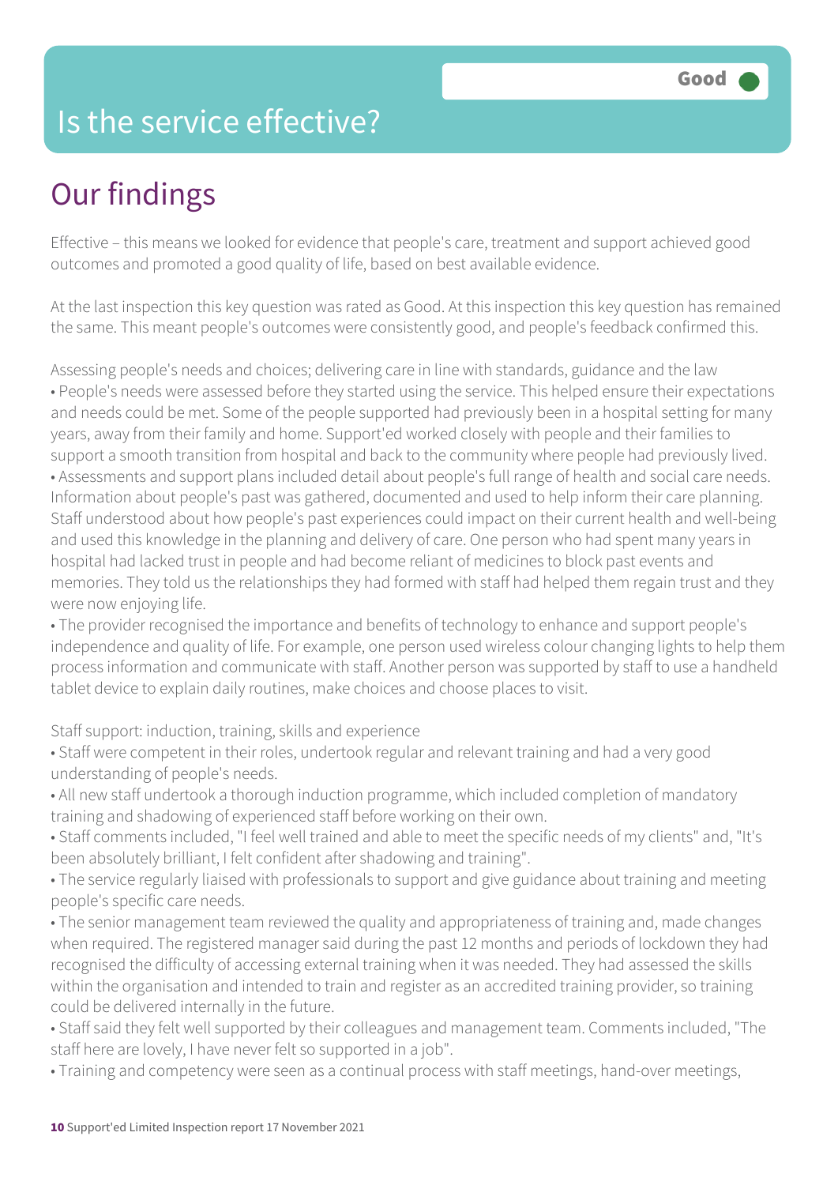# Is the service effective?

**Good**

## Our findings

Effective – this means we looked for evidence that people's care, treatment and support achieved good outcomes and promoted a good quality of life, based on best available evidence.

At the last inspection this key question was rated as Good. At this inspection this key question has remained the same. This meant people's outcomes were consistently good, and people's feedback confirmed this.

Assessing people's needs and choices; delivering care in line with standards, guidance and the law

- People's needs were assessed before they started using the service. This helped ensure their expectations and needs could be met. Some of the people supported had previously been in a hospital setting for many years, away from their family and home. Support'ed worked closely with people and their families to support a smooth transition from hospital and back to the community where people had previously lived.
- Assessments and support plans included detail about people's full range of health and social care needs. Information about people's past was gathered, documented and used to help inform their care planning. Staff understood about how people's past experiences could impact on their current health and well-being and used this knowledge in the planning and delivery of care. One person who had spent many years in hospital had lacked trust in people and had become reliant of medicines to block past events and memories. They told us the relationships they had formed with staff had helped them regain trust and they were now enjoying life.
- The provider recognised the importance and benefits of technology to enhance and support people's independence and quality of life. For example, one person used wireless colour changing lights to help them process information and communicate with staff. Another person was supported by staff to use a handheld tablet device to explain daily routines, make choices and choose places to visit.

Staff support: induction, training, skills and experience

- Staff were competent in their roles, undertook regular and relevant training and had a very good understanding of people's needs.
- All new staff undertook a thorough induction programme, which included completion of mandatory training and shadowing of experienced staff before working on their own.
- Staff comments included, "I feel well trained and able to meet the specific needs of my clients" and, "It's been absolutely brilliant, I felt confident after shadowing and training".
- The service regularly liaised with professionals to support and give guidance about training and meeting people's specific care needs.
- The senior management team reviewed the quality and appropriateness of training and, made changes when required. The registered manager said during the past 12 months and periods of lockdown they had recognised the difficulty of accessing external training when it was needed. They had assessed the skills within the organisation and intended to train and register as an accredited training provider, so training could be delivered internally in the future.
- Staff said they felt well supported by their colleagues and management team. Comments included, "The staff here are lovely, I have never felt so supported in a job".
- Training and competency were seen as a continual process with staff meetings, hand-over meetings,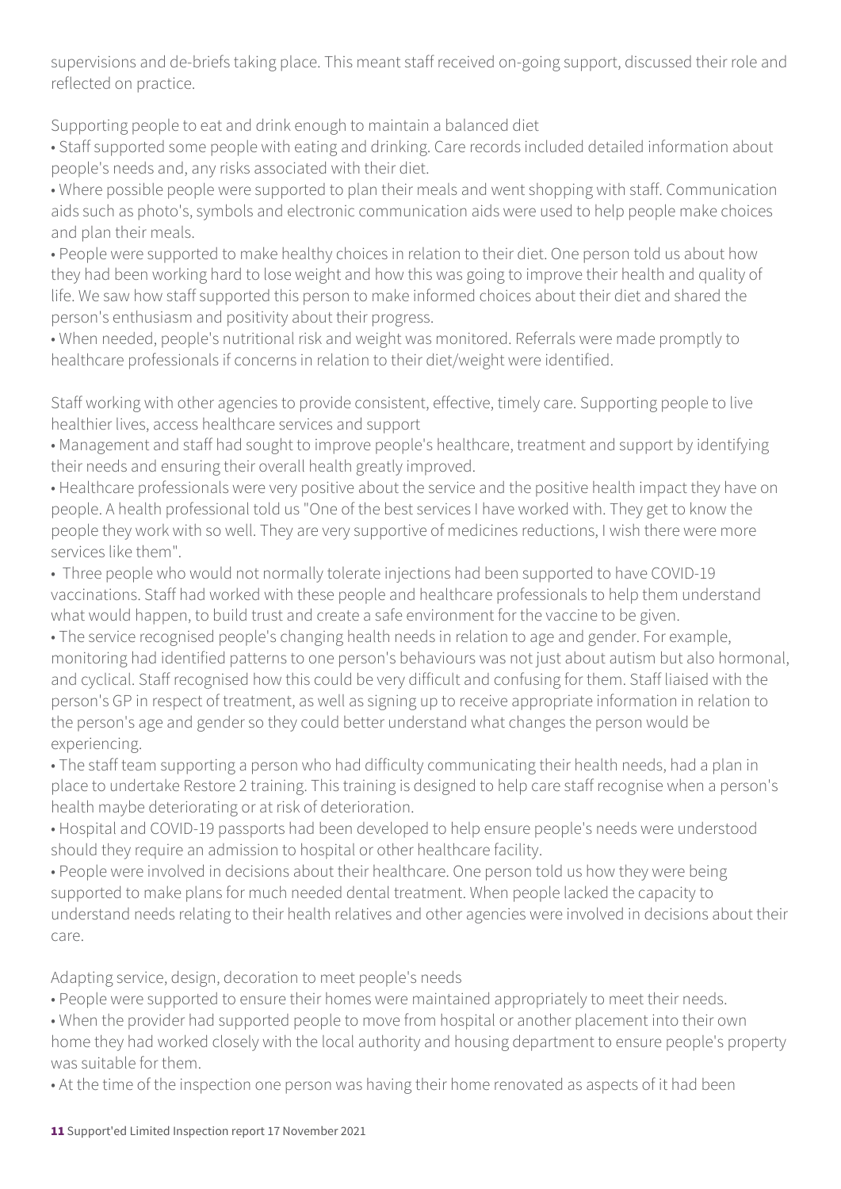supervisions and de-briefs taking place. This meant staff received on-going support, discussed their role and reflected on practice.

Supporting people to eat and drink enough to maintain a balanced diet

- Staff supported some people with eating and drinking. Care records included detailed information about people's needs and, any risks associated with their diet.
- Where possible people were supported to plan their meals and went shopping with staff. Communication aids such as photo's, symbols and electronic communication aids were used to help people make choices and plan their meals.
- People were supported to make healthy choices in relation to their diet. One person told us about how they had been working hard to lose weight and how this was going to improve their health and quality of life. We saw how staff supported this person to make informed choices about their diet and shared the person's enthusiasm and positivity about their progress.
- When needed, people's nutritional risk and weight was monitored. Referrals were made promptly to healthcare professionals if concerns in relation to their diet/weight were identified.

Staff working with other agencies to provide consistent, effective, timely care. Supporting people to live healthier lives, access healthcare services and support

- Management and staff had sought to improve people's healthcare, treatment and support by identifying their needs and ensuring their overall health greatly improved.
- Healthcare professionals were very positive about the service and the positive health impact they have on people. A health professional told us "One of the best services I have worked with. They get to know the people they work with so well. They are very supportive of medicines reductions, I wish there were more services like them".
- Three people who would not normally tolerate injections had been supported to have COVID-19 vaccinations. Staff had worked with these people and healthcare professionals to help them understand what would happen, to build trust and create a safe environment for the vaccine to be given.
- The service recognised people's changing health needs in relation to age and gender. For example, monitoring had identified patterns to one person's behaviours was not just about autism but also hormonal, and cyclical. Staff recognised how this could be very difficult and confusing for them. Staff liaised with the person's GP in respect of treatment, as well as signing up to receive appropriate information in relation to the person's age and gender so they could better understand what changes the person would be experiencing.
- The staff team supporting a person who had difficulty communicating their health needs, had a plan in place to undertake Restore 2 training. This training is designed to help care staff recognise when a person's health maybe deteriorating or at risk of deterioration.
- Hospital and COVID-19 passports had been developed to help ensure people's needs were understood should they require an admission to hospital or other healthcare facility.
- People were involved in decisions about their healthcare. One person told us how they were being supported to make plans for much needed dental treatment. When people lacked the capacity to understand needs relating to their health relatives and other agencies were involved in decisions about their care.

Adapting service, design, decoration to meet people's needs

- People were supported to ensure their homes were maintained appropriately to meet their needs.
- When the provider had supported people to move from hospital or another placement into their own home they had worked closely with the local authority and housing department to ensure people's property was suitable for them.
- At the time of the inspection one person was having their home renovated as aspects of it had been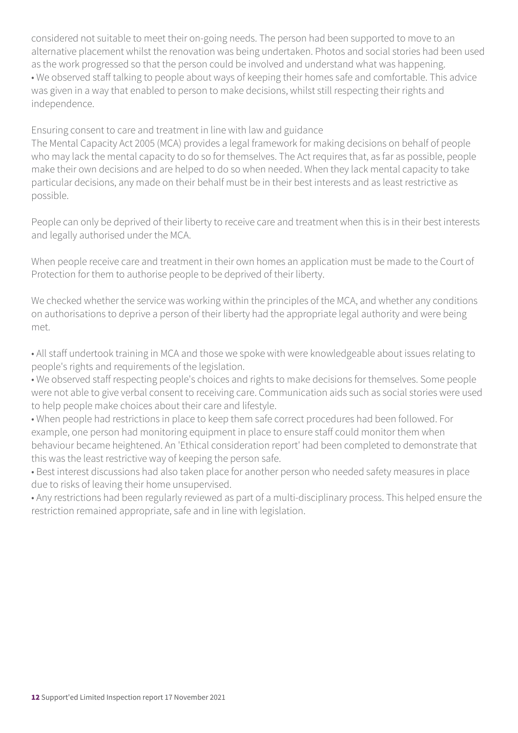considered not suitable to meet their on-going needs. The person had been supported to move to an alternative placement whilst the renovation was being undertaken. Photos and social stories had been used as the work progressed so that the person could be involved and understand what was happening.

- We observed staff talking to people about ways of keeping their homes safe and comfortable. This advice was given in a way that enabled to person to make decisions, whilst still respecting their rights and independence.

Ensuring consent to care and treatment in line with law and guidance

The Mental Capacity Act 2005 (MCA) provides a legal framework for making decisions on behalf of people who may lack the mental capacity to do so for themselves. The Act requires that, as far as possible, people make their own decisions and are helped to do so when needed. When they lack mental capacity to take particular decisions, any made on their behalf must be in their best interests and as least restrictive as possible.

People can only be deprived of their liberty to receive care and treatment when this is in their best interests and legally authorised under the MCA.

When people receive care and treatment in their own homes an application must be made to the Court of Protection for them to authorise people to be deprived of their liberty.

We checked whether the service was working within the principles of the MCA, and whether any conditions on authorisations to deprive a person of their liberty had the appropriate legal authority and were being met.

- All staff undertook training in MCA and those we spoke with were knowledgeable about issues relating to people's rights and requirements of the legislation.
- We observed staff respecting people's choices and rights to make decisions for themselves. Some people were not able to give verbal consent to receiving care. Communication aids such as social stories were used to help people make choices about their care and lifestyle.
- When people had restrictions in place to keep them safe correct procedures had been followed. For example, one person had monitoring equipment in place to ensure staff could monitor them when behaviour became heightened. An 'Ethical consideration report' had been completed to demonstrate that this was the least restrictive way of keeping the person safe.
- Best interest discussions had also taken place for another person who needed safety measures in place due to risks of leaving their home unsupervised.
- Any restrictions had been regularly reviewed as part of a multi-disciplinary process. This helped ensure the restriction remained appropriate, safe and in line with legislation.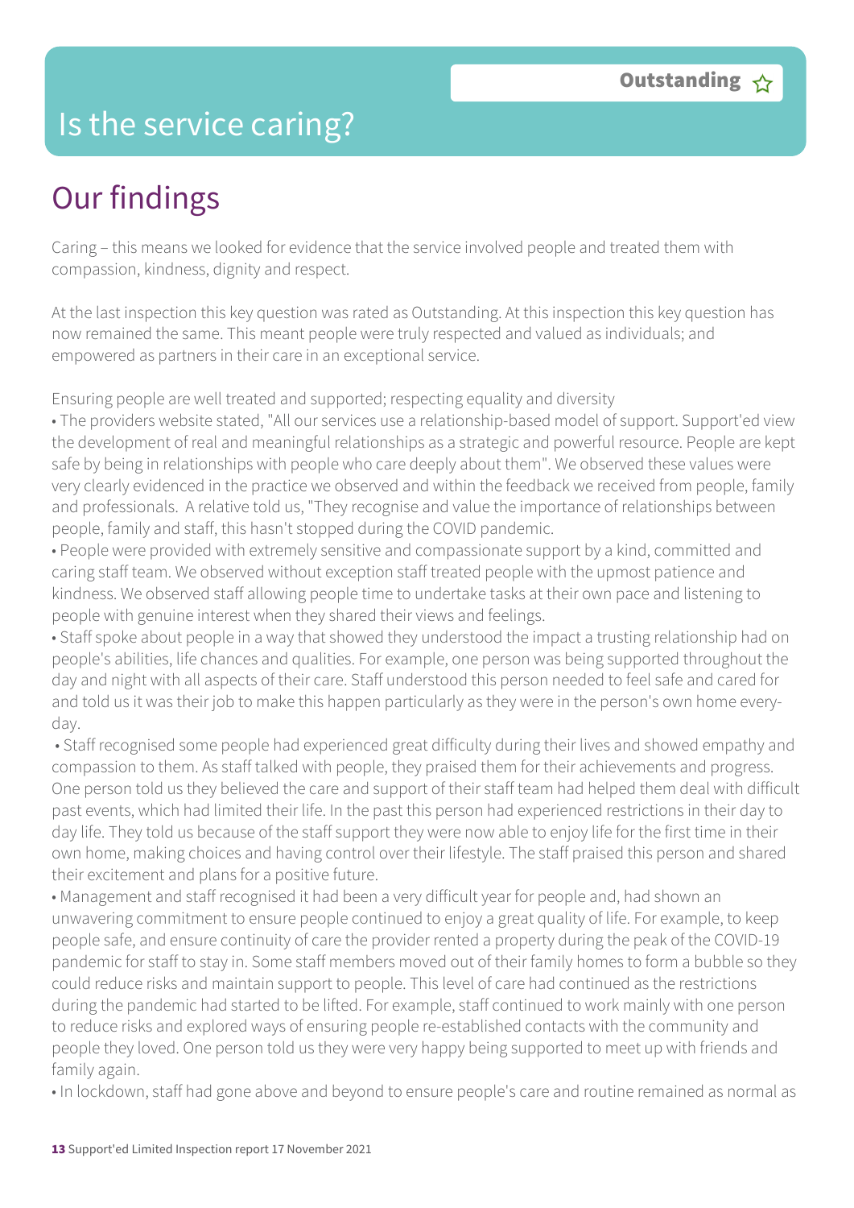# Is the service caring?

**Outstanding** ☆

## Our findings

Caring – this means we looked for evidence that the service involved people and treated them with compassion, kindness, dignity and respect.

At the last inspection this key question was rated as Outstanding. At this inspection this key question has now remained the same. This meant people were truly respected and valued as individuals; and empowered as partners in their care in an exceptional service.

Ensuring people are well treated and supported; respecting equality and diversity

- The providers website stated, "All our services use a relationship-based model of support. Support'ed view the development of real and meaningful relationships as a strategic and powerful resource. People are kept safe by being in relationships with people who care deeply about them". We observed these values were very clearly evidenced in the practice we observed and within the feedback we received from people, family and professionals. A relative told us, "They recognise and value the importance of relationships between people, family and staff, this hasn't stopped during the COVID pandemic.
- People were provided with extremely sensitive and compassionate support by a kind, committed and caring staff team. We observed without exception staff treated people with the upmost patience and kindness. We observed staff allowing people time to undertake tasks at their own pace and listening to people with genuine interest when they shared their views and feelings.
- Staff spoke about people in a way that showed they understood the impact a trusting relationship had on people's abilities, life chances and qualities. For example, one person was being supported throughout the day and night with all aspects of their care. Staff understood this person needed to feel safe and cared for and told us it was their job to make this happen particularly as they were in the person's own home every-day.
- Staff recognised some people had experienced great difficulty during their lives and showed empathy and compassion to them. As staff talked with people, they praised them for their achievements and progress. One person told us they believed the care and support of their staff team had helped them deal with difficult past events, which had limited their life. In the past this person had experienced restrictions in their day to day life. They told us because of the staff support they were now able to enjoy life for the first time in their own home, making choices and having control over their lifestyle. The staff praised this person and shared their excitement and plans for a positive future.
- Management and staff recognised it had been a very difficult year for people and, had shown an unwavering commitment to ensure people continued to enjoy a great quality of life. For example, to keep people safe, and ensure continuity of care the provider rented a property during the peak of the COVID-19 pandemic for staff to stay in. Some staff members moved out of their family homes to form a bubble so they could reduce risks and maintain support to people. This level of care had continued as the restrictions during the pandemic had started to be lifted. For example, staff continued to work mainly with one person to reduce risks and explored ways of ensuring people re-established contacts with the community and people they loved. One person told us they were very happy being supported to meet up with friends and family again.
- In lockdown, staff had gone above and beyond to ensure people's care and routine remained as normal as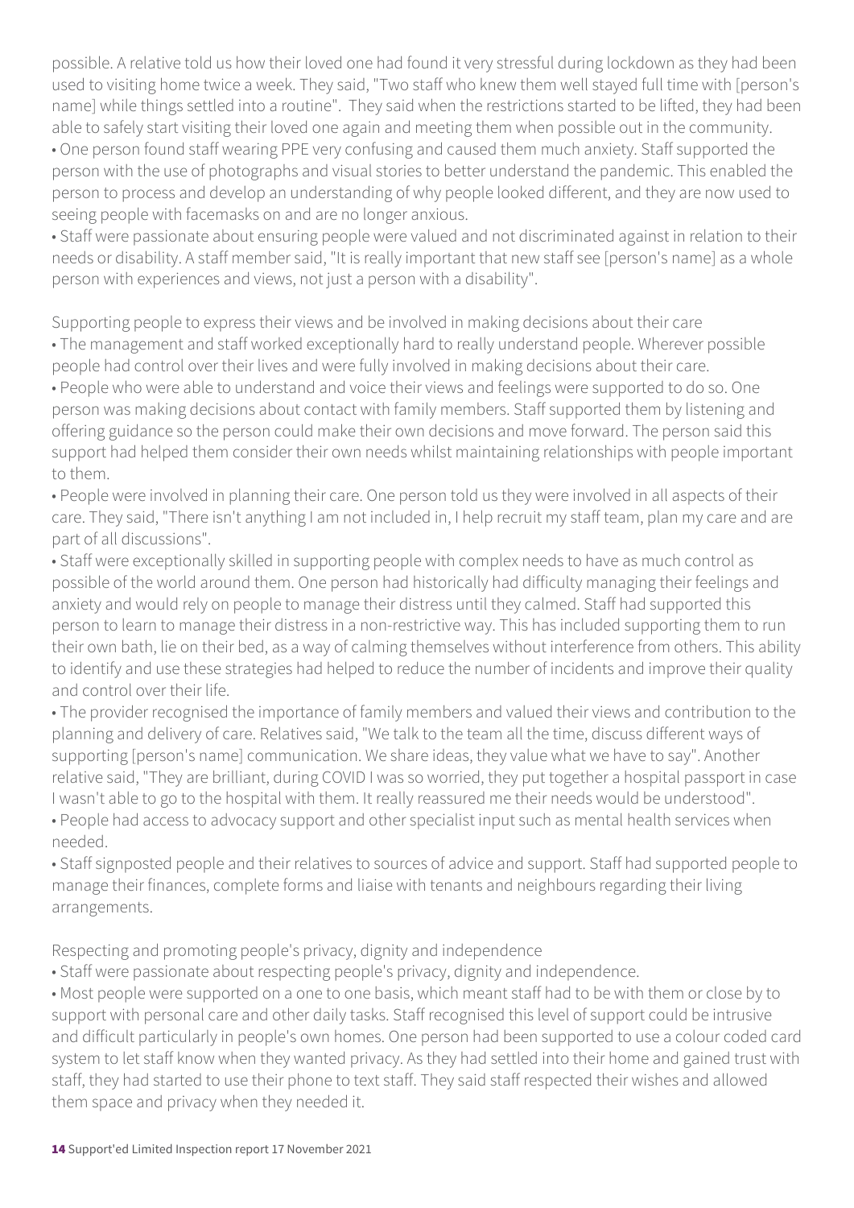possible. A relative told us how their loved one had found it very stressful during lockdown as they had been used to visiting home twice a week. They said, "Two staff who knew them well stayed full time with [person's name] while things settled into a routine". They said when the restrictions started to be lifted, they had been able to safely start visiting their loved one again and meeting them when possible out in the community.

- One person found staff wearing PPE very confusing and caused them much anxiety. Staff supported the person with the use of photographs and visual stories to better understand the pandemic. This enabled the person to process and develop an understanding of why people looked different, and they are now used to seeing people with facemasks on and are no longer anxious.
- Staff were passionate about ensuring people were valued and not discriminated against in relation to their needs or disability. A staff member said, "It is really important that new staff see [person's name] as a whole person with experiences and views, not just a person with a disability".

Supporting people to express their views and be involved in making decisions about their care

- The management and staff worked exceptionally hard to really understand people. Wherever possible people had control over their lives and were fully involved in making decisions about their care.
- People who were able to understand and voice their views and feelings were supported to do so. One person was making decisions about contact with family members. Staff supported them by listening and offering guidance so the person could make their own decisions and move forward. The person said this support had helped them consider their own needs whilst maintaining relationships with people important to them.
- People were involved in planning their care. One person told us they were involved in all aspects of their care. They said, "There isn't anything I am not included in, I help recruit my staff team, plan my care and are part of all discussions".
- Staff were exceptionally skilled in supporting people with complex needs to have as much control as possible of the world around them. One person had historically had difficulty managing their feelings and anxiety and would rely on people to manage their distress until they calmed. Staff had supported this person to learn to manage their distress in a non-restrictive way. This has included supporting them to run their own bath, lie on their bed, as a way of calming themselves without interference from others. This ability to identify and use these strategies had helped to reduce the number of incidents and improve their quality and control over their life.
- The provider recognised the importance of family members and valued their views and contribution to the planning and delivery of care. Relatives said, "We talk to the team all the time, discuss different ways of supporting [person's name] communication. We share ideas, they value what we have to say". Another relative said, "They are brilliant, during COVID I was so worried, they put together a hospital passport in case I wasn't able to go to the hospital with them. It really reassured me their needs would be understood".
- People had access to advocacy support and other specialist input such as mental health services when needed.
- Staff signposted people and their relatives to sources of advice and support. Staff had supported people to manage their finances, complete forms and liaise with tenants and neighbours regarding their living arrangements.

Respecting and promoting people's privacy, dignity and independence

- Staff were passionate about respecting people's privacy, dignity and independence.
- Most people were supported on a one to one basis, which meant staff had to be with them or close by to support with personal care and other daily tasks. Staff recognised this level of support could be intrusive and difficult particularly in people's own homes. One person had been supported to use a colour coded card system to let staff know when they wanted privacy. As they had settled into their home and gained trust with staff, they had started to use their phone to text staff. They said staff respected their wishes and allowed them space and privacy when they needed it.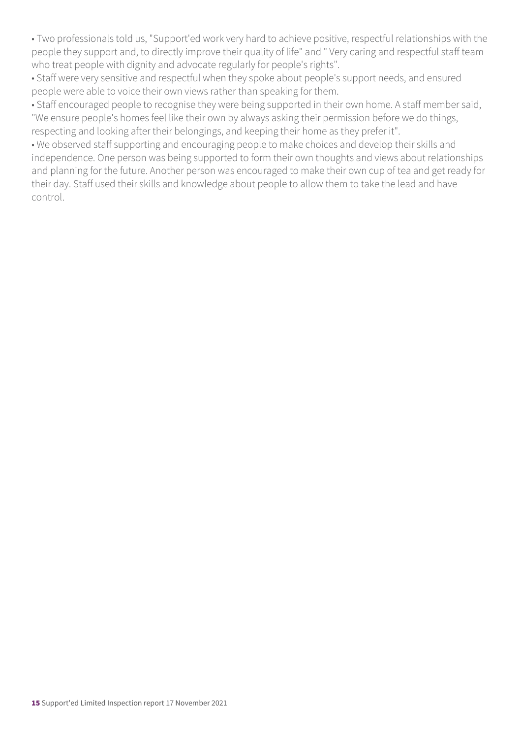- Two professionals told us, "Support'ed work very hard to achieve positive, respectful relationships with the people they support and, to directly improve their quality of life" and " Very caring and respectful staff team who treat people with dignity and advocate regularly for people's rights".
- Staff were very sensitive and respectful when they spoke about people's support needs, and ensured people were able to voice their own views rather than speaking for them.
- Staff encouraged people to recognise they were being supported in their own home. A staff member said, "We ensure people's homes feel like their own by always asking their permission before we do things, respecting and looking after their belongings, and keeping their home as they prefer it".
- We observed staff supporting and encouraging people to make choices and develop their skills and independence. One person was being supported to form their own thoughts and views about relationships and planning for the future. Another person was encouraged to make their own cup of tea and get ready for their day. Staff used their skills and knowledge about people to allow them to take the lead and have control.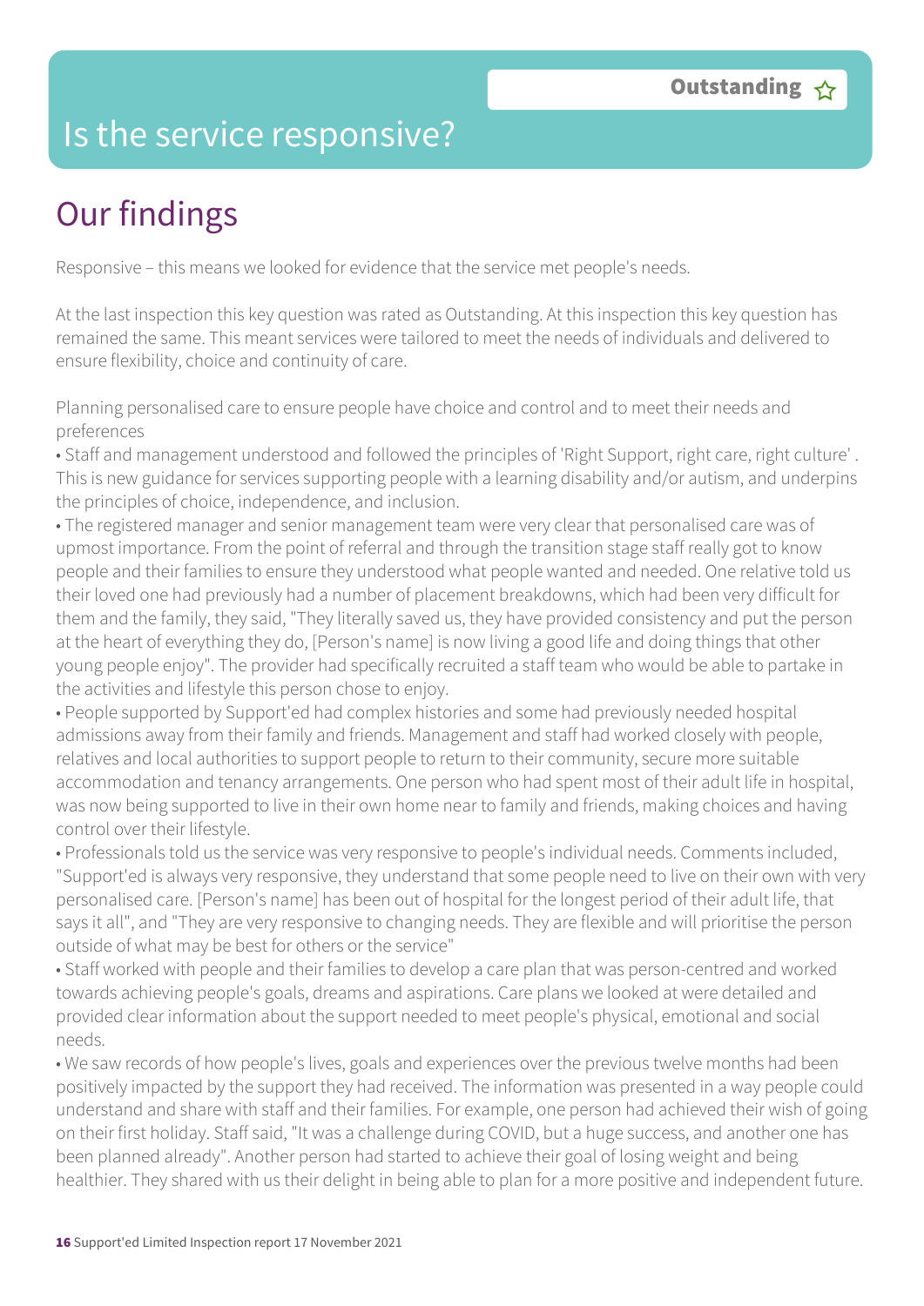# Is the service responsive?

**Outstanding** ☆

## Our findings

Responsive – this means we looked for evidence that the service met people's needs.

At the last inspection this key question was rated as Outstanding. At this inspection this key question has remained the same. This meant services were tailored to meet the needs of individuals and delivered to ensure flexibility, choice and continuity of care.

Planning personalised care to ensure people have choice and control and to meet their needs and preferences

- Staff and management understood and followed the principles of 'Right Support, right care, right culture' . This is new guidance for services supporting people with a learning disability and/or autism, and underpins the principles of choice, independence, and inclusion.
- The registered manager and senior management team were very clear that personalised care was of upmost importance. From the point of referral and through the transition stage staff really got to know people and their families to ensure they understood what people wanted and needed. One relative told us their loved one had previously had a number of placement breakdowns, which had been very difficult for them and the family, they said, "They literally saved us, they have provided consistency and put the person at the heart of everything they do, [Person's name] is now living a good life and doing things that other young people enjoy". The provider had specifically recruited a staff team who would be able to partake in the activities and lifestyle this person chose to enjoy.
- People supported by Support'ed had complex histories and some had previously needed hospital admissions away from their family and friends. Management and staff had worked closely with people, relatives and local authorities to support people to return to their community, secure more suitable accommodation and tenancy arrangements. One person who had spent most of their adult life in hospital, was now being supported to live in their own home near to family and friends, making choices and having control over their lifestyle.
- Professionals told us the service was very responsive to people's individual needs. Comments included, "Support'ed is always very responsive, they understand that some people need to live on their own with very personalised care. [Person's name] has been out of hospital for the longest period of their adult life, that says it all", and "They are very responsive to changing needs. They are flexible and will prioritise the person outside of what may be best for others or the service"
- Staff worked with people and their families to develop a care plan that was person-centred and worked towards achieving people's goals, dreams and aspirations. Care plans we looked at were detailed and provided clear information about the support needed to meet people's physical, emotional and social needs.
- We saw records of how people's lives, goals and experiences over the previous twelve months had been positively impacted by the support they had received. The information was presented in a way people could understand and share with staff and their families. For example, one person had achieved their wish of going on their first holiday. Staff said, "It was a challenge during COVID, but a huge success, and another one has been planned already". Another person had started to achieve their goal of losing weight and being healthier. They shared with us their delight in being able to plan for a more positive and independent future.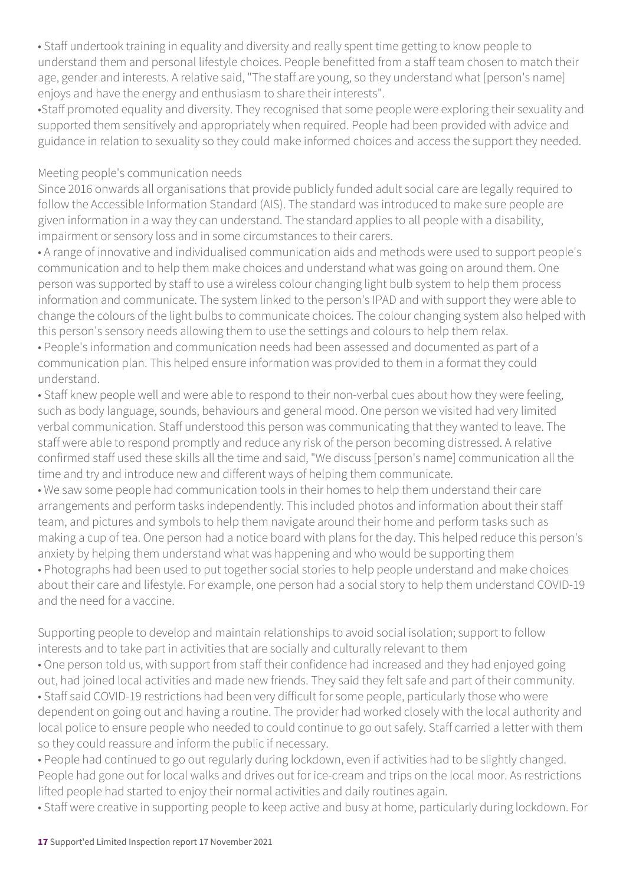- Staff undertook training in equality and diversity and really spent time getting to know people to understand them and personal lifestyle choices. People benefitted from a staff team chosen to match their age, gender and interests. A relative said, "The staff are young, so they understand what [person's name] enjoys and have the energy and enthusiasm to share their interests".
- Staff promoted equality and diversity. They recognised that some people were exploring their sexuality and supported them sensitively and appropriately when required. People had been provided with advice and guidance in relation to sexuality so they could make informed choices and access the support they needed.

Meeting people's communication needs

Since 2016 onwards all organisations that provide publicly funded adult social care are legally required to follow the Accessible Information Standard (AIS). The standard was introduced to make sure people are given information in a way they can understand. The standard applies to all people with a disability, impairment or sensory loss and in some circumstances to their carers.

- A range of innovative and individualised communication aids and methods were used to support people's communication and to help them make choices and understand what was going on around them. One person was supported by staff to use a wireless colour changing light bulb system to help them process information and communicate. The system linked to the person's IPAD and with support they were able to change the colours of the light bulbs to communicate choices. The colour changing system also helped with this person's sensory needs allowing them to use the settings and colours to help them relax.
- People's information and communication needs had been assessed and documented as part of a communication plan. This helped ensure information was provided to them in a format they could understand.
- Staff knew people well and were able to respond to their non-verbal cues about how they were feeling, such as body language, sounds, behaviours and general mood. One person we visited had very limited verbal communication. Staff understood this person was communicating that they wanted to leave. The staff were able to respond promptly and reduce any risk of the person becoming distressed. A relative confirmed staff used these skills all the time and said, "We discuss [person's name] communication all the time and try and introduce new and different ways of helping them communicate.
- We saw some people had communication tools in their homes to help them understand their care arrangements and perform tasks independently. This included photos and information about their staff team, and pictures and symbols to help them navigate around their home and perform tasks such as making a cup of tea. One person had a notice board with plans for the day. This helped reduce this person's anxiety by helping them understand what was happening and who would be supporting them
- Photographs had been used to put together social stories to help people understand and make choices about their care and lifestyle. For example, one person had a social story to help them understand COVID-19 and the need for a vaccine.

Supporting people to develop and maintain relationships to avoid social isolation; support to follow interests and to take part in activities that are socially and culturally relevant to them

- One person told us, with support from staff their confidence had increased and they had enjoyed going out, had joined local activities and made new friends. They said they felt safe and part of their community.
- Staff said COVID-19 restrictions had been very difficult for some people, particularly those who were dependent on going out and having a routine. The provider had worked closely with the local authority and local police to ensure people who needed to could continue to go out safely. Staff carried a letter with them so they could reassure and inform the public if necessary.
- People had continued to go out regularly during lockdown, even if activities had to be slightly changed. People had gone out for local walks and drives out for ice-cream and trips on the local moor. As restrictions lifted people had started to enjoy their normal activities and daily routines again.
- Staff were creative in supporting people to keep active and busy at home, particularly during lockdown. For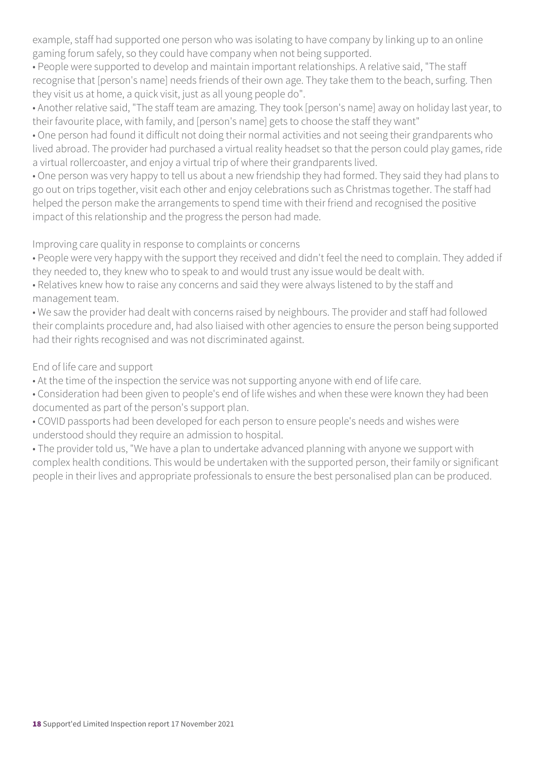example, staff had supported one person who was isolating to have company by linking up to an online gaming forum safely, so they could have company when not being supported.

- People were supported to develop and maintain important relationships. A relative said, "The staff recognise that [person's name] needs friends of their own age. They take them to the beach, surfing. Then they visit us at home, a quick visit, just as all young people do".
- Another relative said, "The staff team are amazing. They took [person's name] away on holiday last year, to their favourite place, with family, and [person's name] gets to choose the staff they want"
- One person had found it difficult not doing their normal activities and not seeing their grandparents who lived abroad. The provider had purchased a virtual reality headset so that the person could play games, ride a virtual rollercoaster, and enjoy a virtual trip of where their grandparents lived.
- One person was very happy to tell us about a new friendship they had formed. They said they had plans to go out on trips together, visit each other and enjoy celebrations such as Christmas together. The staff had helped the person make the arrangements to spend time with their friend and recognised the positive impact of this relationship and the progress the person had made.

Improving care quality in response to complaints or concerns

- People were very happy with the support they received and didn't feel the need to complain. They added if they needed to, they knew who to speak to and would trust any issue would be dealt with.
- Relatives knew how to raise any concerns and said they were always listened to by the staff and management team.
- We saw the provider had dealt with concerns raised by neighbours. The provider and staff had followed their complaints procedure and, had also liaised with other agencies to ensure the person being supported had their rights recognised and was not discriminated against.

End of life care and support

- At the time of the inspection the service was not supporting anyone with end of life care.
- Consideration had been given to people's end of life wishes and when these were known they had been documented as part of the person's support plan.
- COVID passports had been developed for each person to ensure people's needs and wishes were understood should they require an admission to hospital.
- The provider told us, "We have a plan to undertake advanced planning with anyone we support with complex health conditions. This would be undertaken with the supported person, their family or significant people in their lives and appropriate professionals to ensure the best personalised plan can be produced.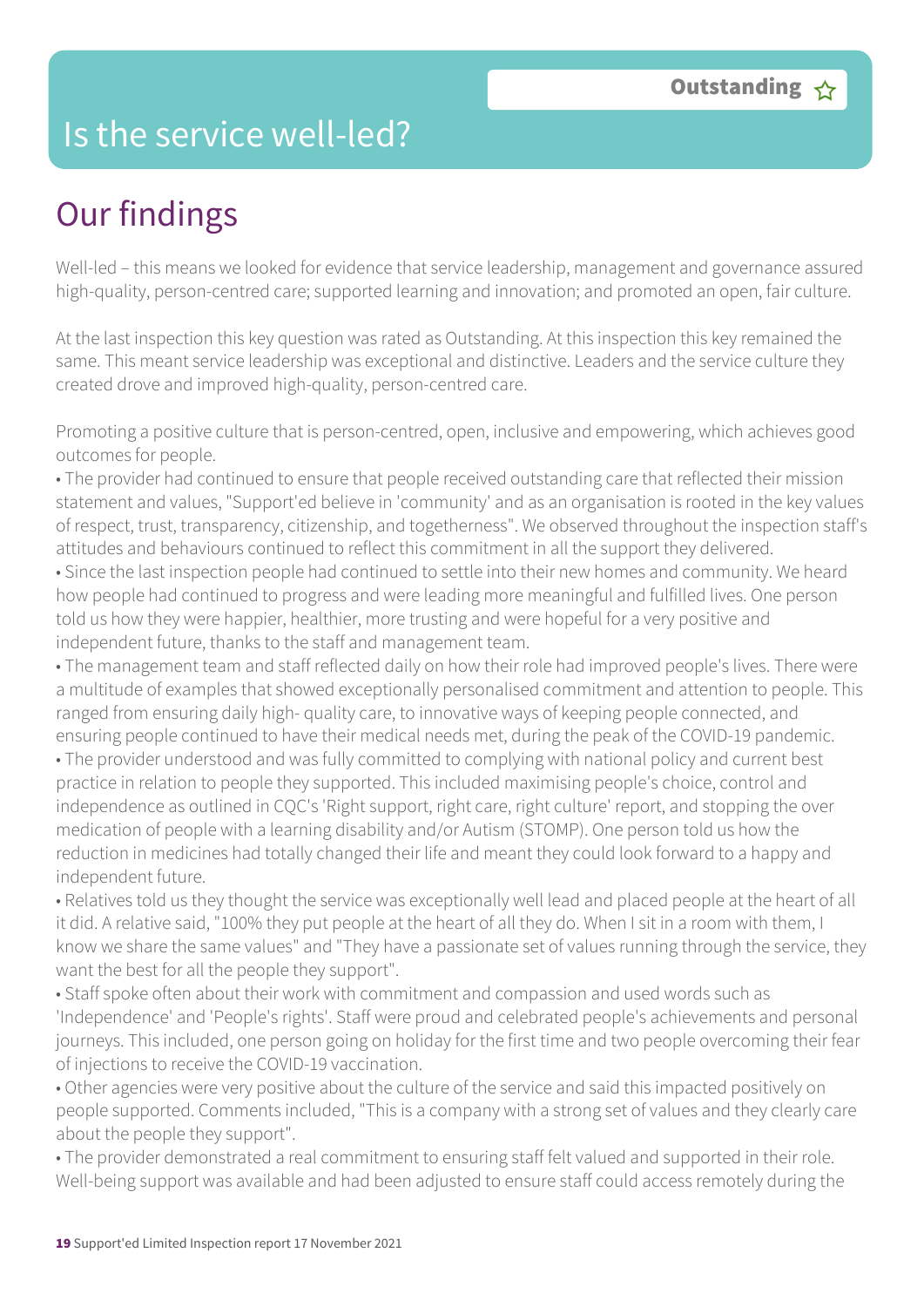# Is the service well-led?

**Outstanding** ☆

## Our findings

Well-led – this means we looked for evidence that service leadership, management and governance assured high-quality, person-centred care; supported learning and innovation; and promoted an open, fair culture.

At the last inspection this key question was rated as Outstanding. At this inspection this key remained the same. This meant service leadership was exceptional and distinctive. Leaders and the service culture they created drove and improved high-quality, person-centred care.

Promoting a positive culture that is person-centred, open, inclusive and empowering, which achieves good outcomes for people.

- The provider had continued to ensure that people received outstanding care that reflected their mission statement and values, "Support'ed believe in 'community' and as an organisation is rooted in the key values of respect, trust, transparency, citizenship, and togetherness". We observed throughout the inspection staff's attitudes and behaviours continued to reflect this commitment in all the support they delivered.
- Since the last inspection people had continued to settle into their new homes and community. We heard how people had continued to progress and were leading more meaningful and fulfilled lives. One person told us how they were happier, healthier, more trusting and were hopeful for a very positive and independent future, thanks to the staff and management team.
- The management team and staff reflected daily on how their role had improved people's lives. There were a multitude of examples that showed exceptionally personalised commitment and attention to people. This ranged from ensuring daily high- quality care, to innovative ways of keeping people connected, and ensuring people continued to have their medical needs met, during the peak of the COVID-19 pandemic.
- The provider understood and was fully committed to complying with national policy and current best practice in relation to people they supported. This included maximising people's choice, control and independence as outlined in CQC's 'Right support, right care, right culture' report, and stopping the over medication of people with a learning disability and/or Autism (STOMP). One person told us how the reduction in medicines had totally changed their life and meant they could look forward to a happy and independent future.
- Relatives told us they thought the service was exceptionally well lead and placed people at the heart of all it did. A relative said, "100% they put people at the heart of all they do. When I sit in a room with them, I know we share the same values" and "They have a passionate set of values running through the service, they want the best for all the people they support".
- Staff spoke often about their work with commitment and compassion and used words such as 'Independence' and 'People's rights'. Staff were proud and celebrated people's achievements and personal journeys. This included, one person going on holiday for the first time and two people overcoming their fear of injections to receive the COVID-19 vaccination.
- Other agencies were very positive about the culture of the service and said this impacted positively on people supported. Comments included, "This is a company with a strong set of values and they clearly care about the people they support".
- The provider demonstrated a real commitment to ensuring staff felt valued and supported in their role. Well-being support was available and had been adjusted to ensure staff could access remotely during the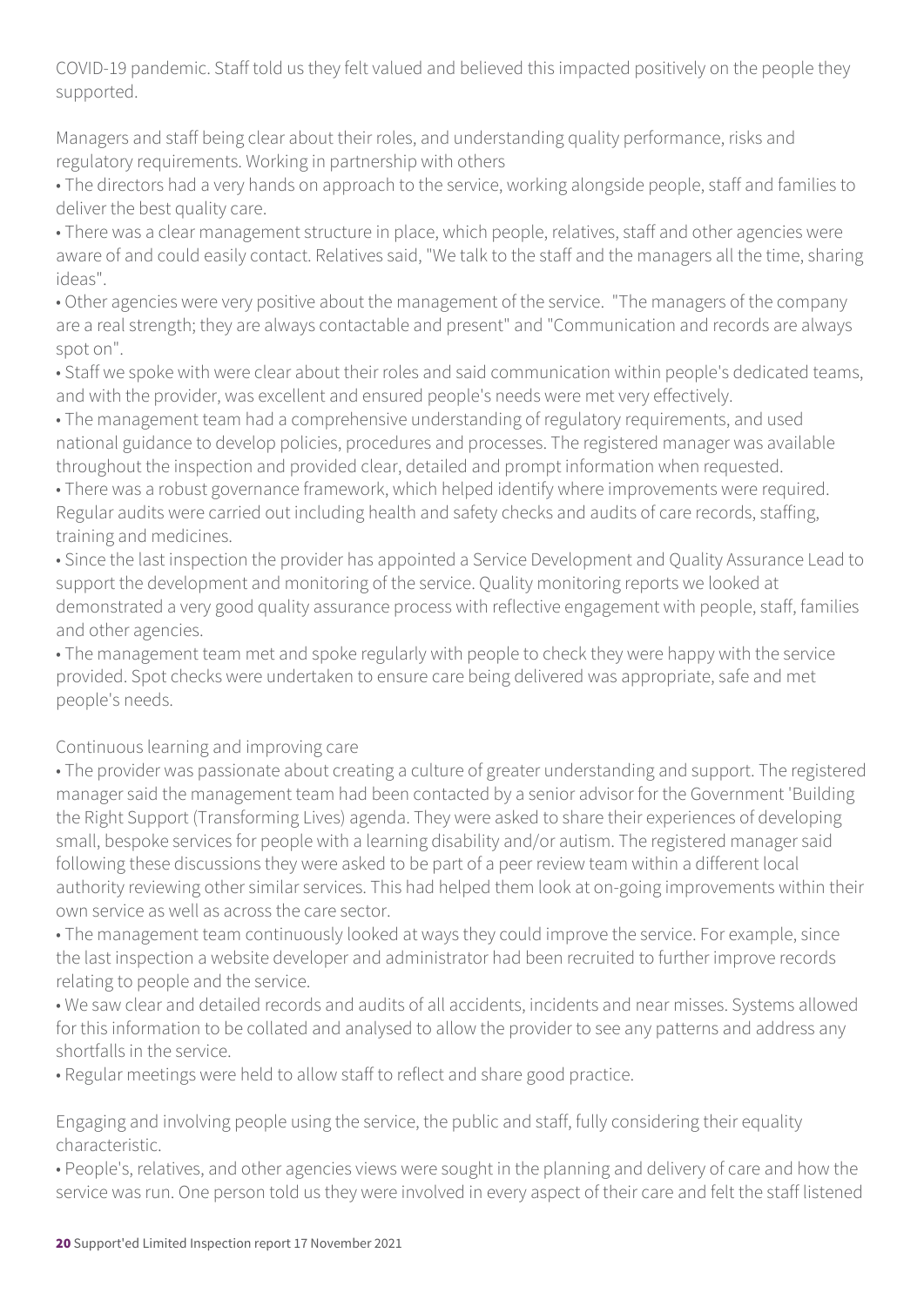COVID-19 pandemic. Staff told us they felt valued and believed this impacted positively on the people they supported.

Managers and staff being clear about their roles, and understanding quality performance, risks and regulatory requirements. Working in partnership with others

• The directors had a very hands on approach to the service, working alongside people, staff and families to deliver the best quality care.
• There was a clear management structure in place, which people, relatives, staff and other agencies were aware of and could easily contact. Relatives said, "We talk to the staff and the managers all the time, sharing ideas".
• Other agencies were very positive about the management of the service. "The managers of the company are a real strength; they are always contactable and present" and "Communication and records are always spot on".
• Staff we spoke with were clear about their roles and said communication within people's dedicated teams, and with the provider, was excellent and ensured people's needs were met very effectively.
• The management team had a comprehensive understanding of regulatory requirements, and used national guidance to develop policies, procedures and processes. The registered manager was available throughout the inspection and provided clear, detailed and prompt information when requested.
• There was a robust governance framework, which helped identify where improvements were required. Regular audits were carried out including health and safety checks and audits of care records, staffing, training and medicines.
• Since the last inspection the provider has appointed a Service Development and Quality Assurance Lead to support the development and monitoring of the service. Quality monitoring reports we looked at demonstrated a very good quality assurance process with reflective engagement with people, staff, families and other agencies.
• The management team met and spoke regularly with people to check they were happy with the service provided. Spot checks were undertaken to ensure care being delivered was appropriate, safe and met people's needs.

Continuous learning and improving care

• The provider was passionate about creating a culture of greater understanding and support. The registered manager said the management team had been contacted by a senior advisor for the Government 'Building the Right Support (Transforming Lives) agenda. They were asked to share their experiences of developing small, bespoke services for people with a learning disability and/or autism. The registered manager said following these discussions they were asked to be part of a peer review team within a different local authority reviewing other similar services. This had helped them look at on-going improvements within their own service as well as across the care sector.
• The management team continuously looked at ways they could improve the service. For example, since the last inspection a website developer and administrator had been recruited to further improve records relating to people and the service.
• We saw clear and detailed records and audits of all accidents, incidents and near misses. Systems allowed for this information to be collated and analysed to allow the provider to see any patterns and address any shortfalls in the service.
• Regular meetings were held to allow staff to reflect and share good practice.

Engaging and involving people using the service, the public and staff, fully considering their equality characteristic.

• People's, relatives, and other agencies views were sought in the planning and delivery of care and how the service was run. One person told us they were involved in every aspect of their care and felt the staff listened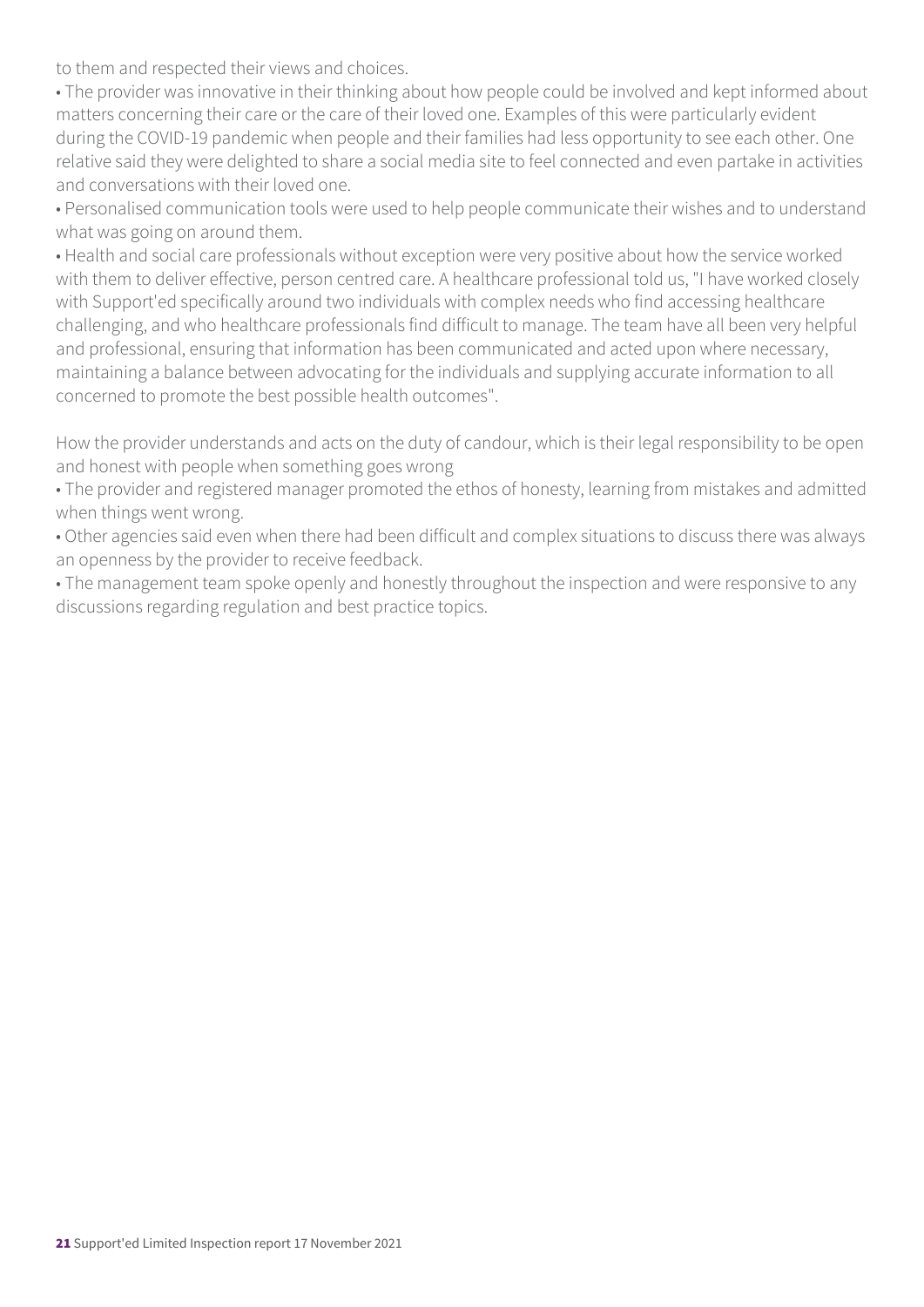to them and respected their views and choices.

• The provider was innovative in their thinking about how people could be involved and kept informed about matters concerning their care or the care of their loved one. Examples of this were particularly evident during the COVID-19 pandemic when people and their families had less opportunity to see each other. One relative said they were delighted to share a social media site to feel connected and even partake in activities and conversations with their loved one.

• Personalised communication tools were used to help people communicate their wishes and to understand what was going on around them.

• Health and social care professionals without exception were very positive about how the service worked with them to deliver effective, person centred care. A healthcare professional told us, "I have worked closely with Support'ed specifically around two individuals with complex needs who find accessing healthcare challenging, and who healthcare professionals find difficult to manage. The team have all been very helpful and professional, ensuring that information has been communicated and acted upon where necessary, maintaining a balance between advocating for the individuals and supplying accurate information to all concerned to promote the best possible health outcomes".

How the provider understands and acts on the duty of candour, which is their legal responsibility to be open and honest with people when something goes wrong

• The provider and registered manager promoted the ethos of honesty, learning from mistakes and admitted when things went wrong.

• Other agencies said even when there had been difficult and complex situations to discuss there was always an openness by the provider to receive feedback.

• The management team spoke openly and honestly throughout the inspection and were responsive to any discussions regarding regulation and best practice topics.